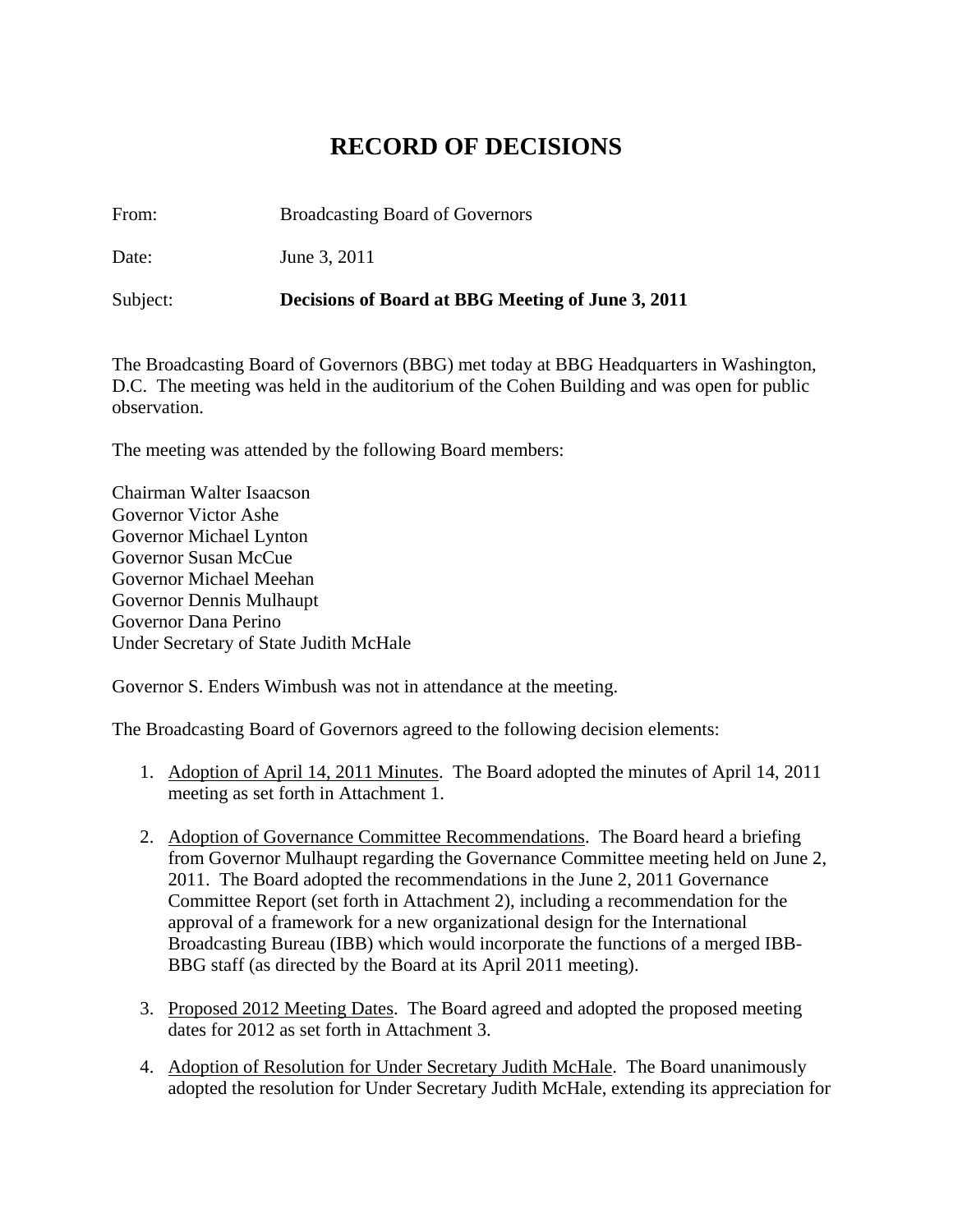# RECORD OF DECISIONS

From: Broadcasting Board of Governors

Date: June 3, 2011

Subject: **Decisions of Board at BBG Meeting of June 3, 2011**

The Broadcasting Board of Governors (BBG) met today at BBG Headquarters in Washington, D.C. The meeting was held in the auditorium of the Cohen Building and was open for public observation.

The meeting was attended by the following Board members:

Chairman Walter Isaacson
Governor Victor Ashe
Governor Michael Lynton
Governor Susan McCue
Governor Michael Meehan
Governor Dennis Mulhaupt
Governor Dana Perino
Under Secretary of State Judith McHale

Governor S. Enders Wimbush was not in attendance at the meeting.

The Broadcasting Board of Governors agreed to the following decision elements:

1. Adoption of April 14, 2011 Minutes. The Board adopted the minutes of April 14, 2011 meeting as set forth in Attachment 1.

2. Adoption of Governance Committee Recommendations. The Board heard a briefing from Governor Mulhaupt regarding the Governance Committee meeting held on June 2, 2011. The Board adopted the recommendations in the June 2, 2011 Governance Committee Report (set forth in Attachment 2), including a recommendation for the approval of a framework for a new organizational design for the International Broadcasting Bureau (IBB) which would incorporate the functions of a merged IBB-BBG staff (as directed by the Board at its April 2011 meeting).

3. Proposed 2012 Meeting Dates. The Board agreed and adopted the proposed meeting dates for 2012 as set forth in Attachment 3.

4. Adoption of Resolution for Under Secretary Judith McHale. The Board unanimously adopted the resolution for Under Secretary Judith McHale, extending its appreciation for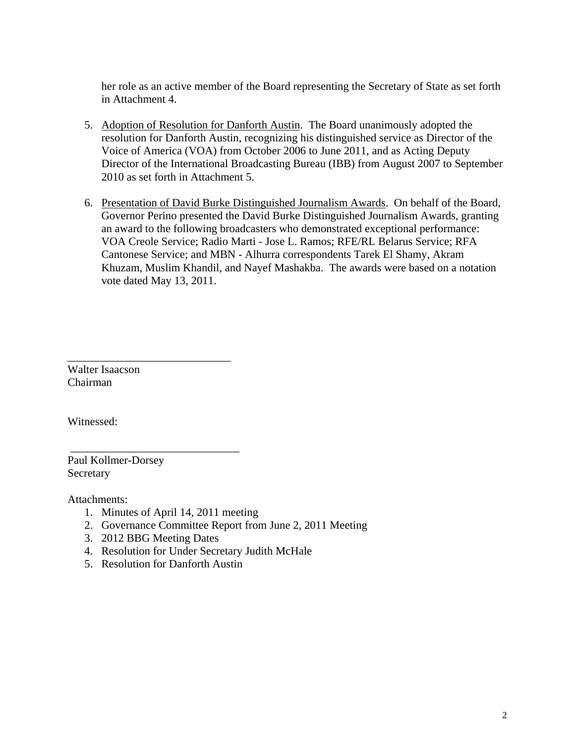her role as an active member of the Board representing the Secretary of State as set forth in Attachment 4.

5. <u>Adoption of Resolution for Danforth Austin</u>. The Board unanimously adopted the resolution for Danforth Austin, recognizing his distinguished service as Director of the Voice of America (VOA) from October 2006 to June 2011, and as Acting Deputy Director of the International Broadcasting Bureau (IBB) from August 2007 to September 2010 as set forth in Attachment 5.

6. <u>Presentation of David Burke Distinguished Journalism Awards</u>. On behalf of the Board, Governor Perino presented the David Burke Distinguished Journalism Awards, granting an award to the following broadcasters who demonstrated exceptional performance: VOA Creole Service; Radio Marti - Jose L. Ramos; RFE/RL Belarus Service; RFA Cantonese Service; and MBN - Alhurra correspondents Tarek El Shamy, Akram Khuzam, Muslim Khandil, and Nayef Mashakba. The awards were based on a notation vote dated May 13, 2011.

______________________________
Walter Isaacson
Chairman

Witnessed:

______________________________
Paul Kollmer-Dorsey
Secretary

Attachments:

1. Minutes of April 14, 2011 meeting
2. Governance Committee Report from June 2, 2011 Meeting
3. 2012 BBG Meeting Dates
4. Resolution for Under Secretary Judith McHale
5. Resolution for Danforth Austin